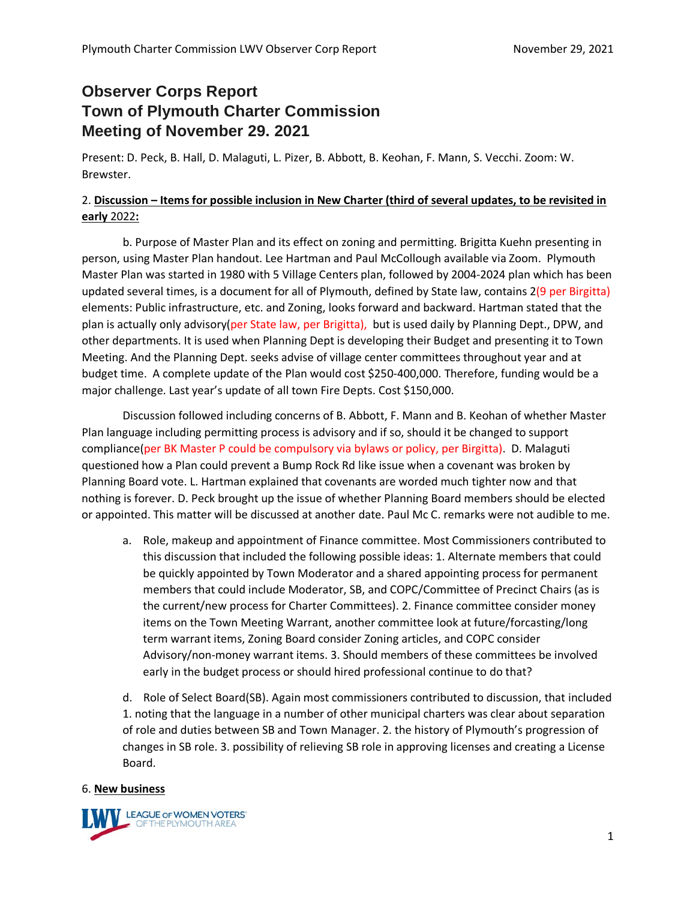# Observer Corps Report
# Town of Plymouth Charter Commission
# Meeting of November 29. 2021

Present: D. Peck, B. Hall, D. Malaguti, L. Pizer, B. Abbott, B. Keohan, F. Mann, S. Vecchi. Zoom: W. Brewster.

2. **Discussion – Items for possible inclusion in New Charter (third of several updates, to be revisited in early** 2022**:**

b. Purpose of Master Plan and its effect on zoning and permitting. Brigitta Kuehn presenting in person, using Master Plan handout. Lee Hartman and Paul McCollough available via Zoom. Plymouth Master Plan was started in 1980 with 5 Village Centers plan, followed by 2004-2024 plan which has been updated several times, is a document for all of Plymouth, defined by State law, contains 2(9 per Birgitta) elements: Public infrastructure, etc. and Zoning, looks forward and backward. Hartman stated that the plan is actually only advisory(per State law, per Brigitta), but is used daily by Planning Dept., DPW, and other departments. It is used when Planning Dept is developing their Budget and presenting it to Town Meeting. And the Planning Dept. seeks advise of village center committees throughout year and at budget time. A complete update of the Plan would cost $250-400,000. Therefore, funding would be a major challenge. Last year's update of all town Fire Depts. Cost $150,000.

Discussion followed including concerns of B. Abbott, F. Mann and B. Keohan of whether Master Plan language including permitting process is advisory and if so, should it be changed to support compliance(per BK Master P could be compulsory via bylaws or policy, per Birgitta). D. Malaguti questioned how a Plan could prevent a Bump Rock Rd like issue when a covenant was broken by Planning Board vote. L. Hartman explained that covenants are worded much tighter now and that nothing is forever. D. Peck brought up the issue of whether Planning Board members should be elected or appointed. This matter will be discussed at another date. Paul Mc C. remarks were not audible to me.

a. Role, makeup and appointment of Finance committee. Most Commissioners contributed to this discussion that included the following possible ideas: 1. Alternate members that could be quickly appointed by Town Moderator and a shared appointing process for permanent members that could include Moderator, SB, and COPC/Committee of Precinct Chairs (as is the current/new process for Charter Committees). 2. Finance committee consider money items on the Town Meeting Warrant, another committee look at future/forcasting/long term warrant items, Zoning Board consider Zoning articles, and COPC consider Advisory/non-money warrant items. 3. Should members of these committees be involved early in the budget process or should hired professional continue to do that?

d. Role of Select Board(SB). Again most commissioners contributed to discussion, that included 1. noting that the language in a number of other municipal charters was clear about separation of role and duties between SB and Town Manager. 2. the history of Plymouth's progression of changes in SB role. 3. possibility of relieving SB role in approving licenses and creating a License Board.

6. **New business**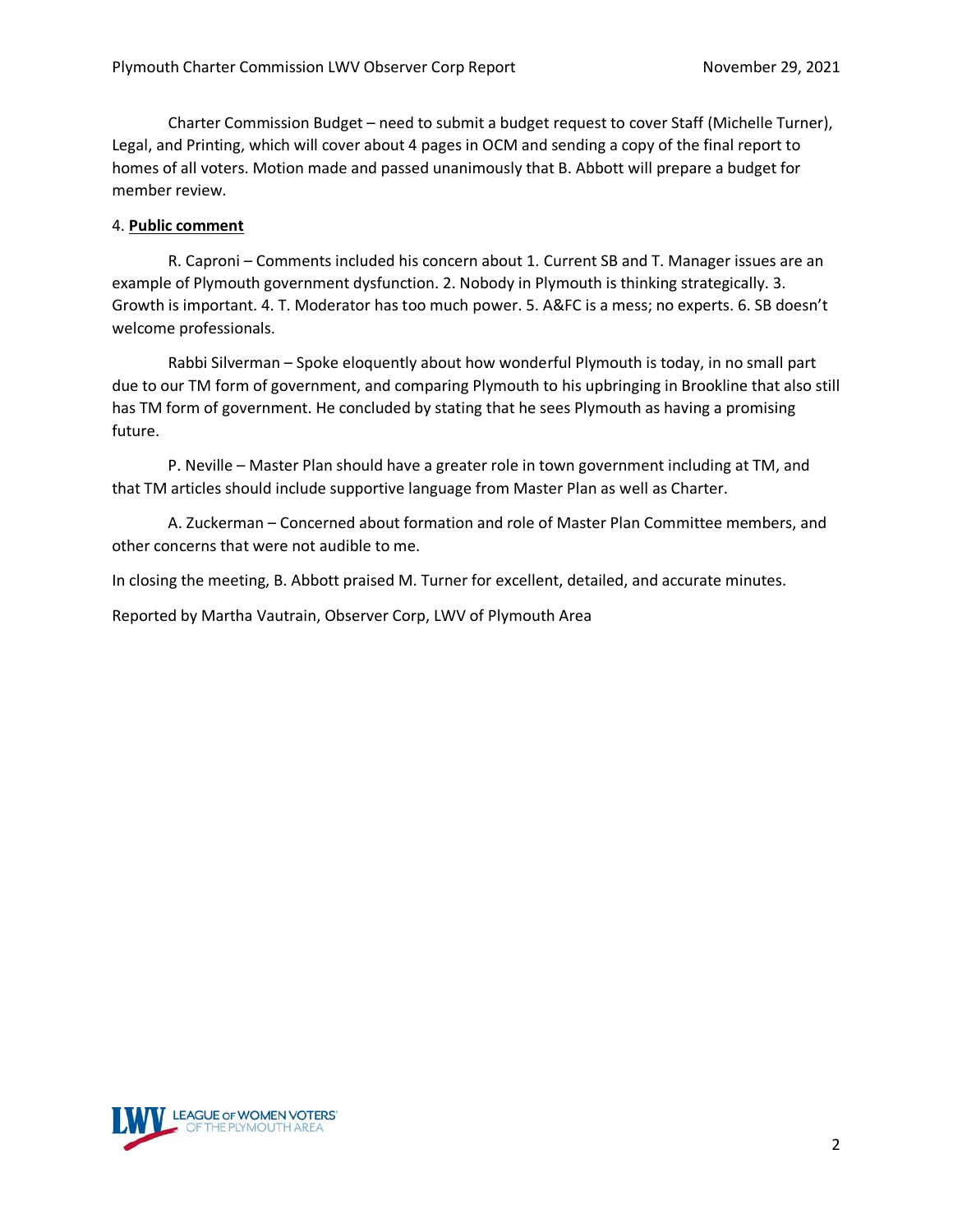Charter Commission Budget – need to submit a budget request to cover Staff (Michelle Turner), Legal, and Printing, which will cover about 4 pages in OCM and sending a copy of the final report to homes of all voters. Motion made and passed unanimously that B. Abbott will prepare a budget for member review.

4. **Public comment**

R. Caproni – Comments included his concern about 1. Current SB and T. Manager issues are an example of Plymouth government dysfunction. 2. Nobody in Plymouth is thinking strategically. 3. Growth is important. 4. T. Moderator has too much power. 5. A&FC is a mess; no experts. 6. SB doesn't welcome professionals.

Rabbi Silverman – Spoke eloquently about how wonderful Plymouth is today, in no small part due to our TM form of government, and comparing Plymouth to his upbringing in Brookline that also still has TM form of government. He concluded by stating that he sees Plymouth as having a promising future.

P. Neville – Master Plan should have a greater role in town government including at TM, and that TM articles should include supportive language from Master Plan as well as Charter.

A. Zuckerman – Concerned about formation and role of Master Plan Committee members, and other concerns that were not audible to me.

In closing the meeting, B. Abbott praised M. Turner for excellent, detailed, and accurate minutes.

Reported by Martha Vautrain, Observer Corp, LWV of Plymouth Area